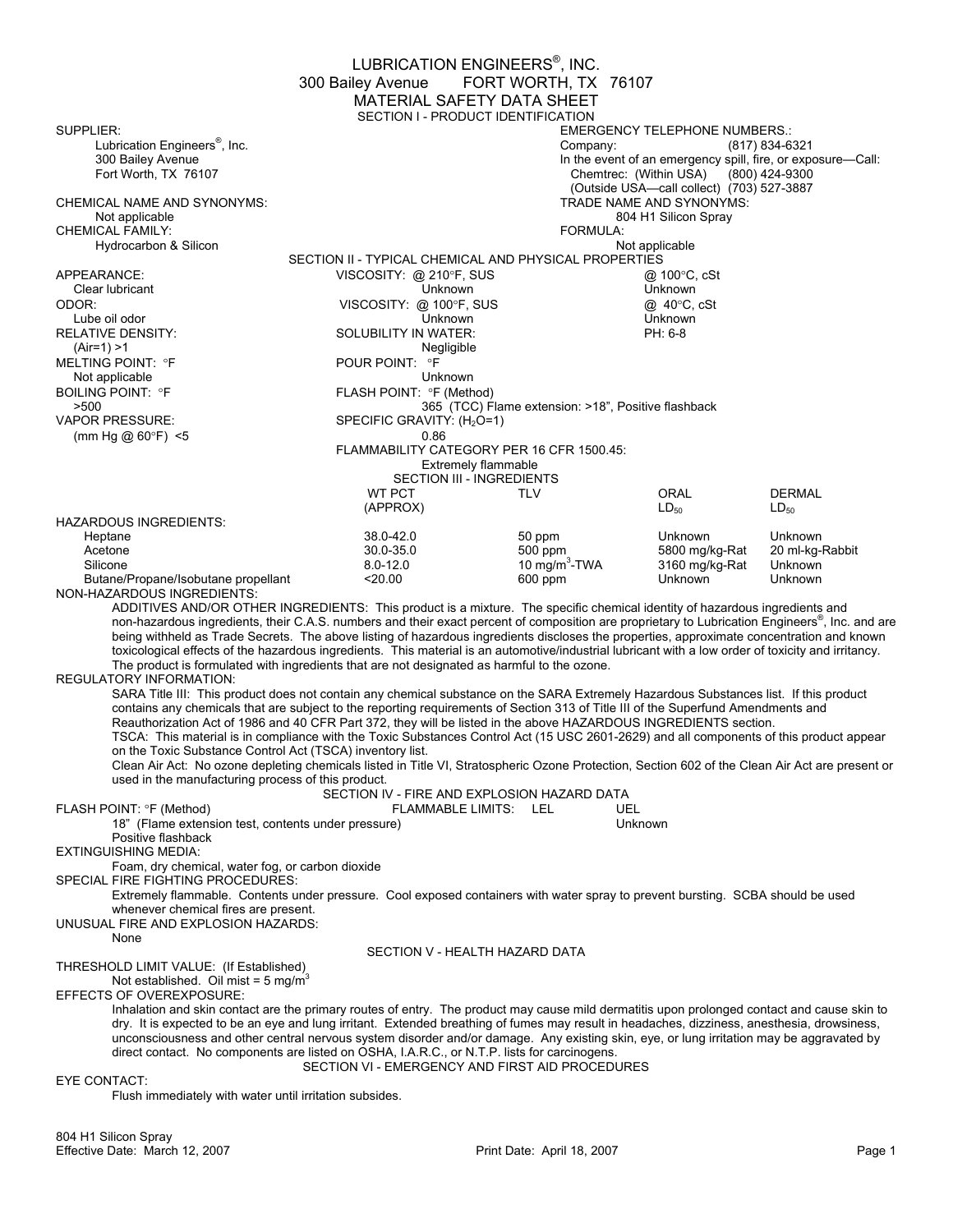# LUBRICATION ENGINEERS®, INC.

300 Bailey Avenue FORT WORTH, TX 76107

## MATERIAL SAFETY DATA SHEET

### SECTION I - PRODUCT IDENTIFICATION

**SUPPLIER:**
Lubrication Engineers®, Inc.
300 Bailey Avenue
Fort Worth, TX 76107

**EMERGENCY TELEPHONE NUMBERS.:**
Company: (817) 834-6321
In the event of an emergency spill, fire, or exposure—Call:
Chemtrec: (Within USA) (800) 424-9300
(Outside USA—call collect) (703) 527-3887

**CHEMICAL NAME AND SYNONYMS:**
Not applicable

**TRADE NAME AND SYNONYMS:**
804 H1 Silicon Spray

**CHEMICAL FAMILY:**
Hydrocarbon & Silicon

**FORMULA:**
Not applicable

### SECTION II - TYPICAL CHEMICAL AND PHYSICAL PROPERTIES

**APPEARANCE:**
Clear lubricant

**VISCOSITY: @ 210°F, SUS**
Unknown

**@ 100°C, cSt**
Unknown

**ODOR:**
Lube oil odor

**VISCOSITY: @ 100°F, SUS**
Unknown

**@ 40°C, cSt**
Unknown

**RELATIVE DENSITY:**
(Air=1) >1

**SOLUBILITY IN WATER:**
Negligible

**PH:** 6-8

**MELTING POINT: °F**
Not applicable

**POUR POINT: °F**
Unknown

**BOILING POINT: °F**
>500

**FLASH POINT: °F (Method)**
365 (TCC) Flame extension: >18", Positive flashback

**VAPOR PRESSURE:**
(mm Hg @ 60°F) <5

**SPECIFIC GRAVITY: ($H_2O$=1)**
0.86

**FLAMMABILITY CATEGORY PER 16 CFR 1500.45:**
Extremely flammable

### SECTION III - INGREDIENTS

| | WT PCT (APPROX) | TLV | ORAL $LD_{50}$ | DERMAL $LD_{50}$ |
|---|---|---|---|---|
| **HAZARDOUS INGREDIENTS:** | | | | |
| Heptane | 38.0-42.0 | 50 ppm | Unknown | Unknown |
| Acetone | 30.0-35.0 | 500 ppm | 5800 mg/kg-Rat | 20 ml-kg-Rabbit |
| Silicone | 8.0-12.0 | 10 mg/m$^3$-TWA | 3160 mg/kg-Rat | Unknown |
| Butane/Propane/Isobutane propellant | <20.00 | 600 ppm | Unknown | Unknown |

**NON-HAZARDOUS INGREDIENTS:**

ADDITIVES AND/OR OTHER INGREDIENTS: This product is a mixture. The specific chemical identity of hazardous ingredients and non-hazardous ingredients, their C.A.S. numbers and their exact percent of composition are proprietary to Lubrication Engineers®, Inc. and are being withheld as Trade Secrets. The above listing of hazardous ingredients discloses the properties, approximate concentration and known toxicological effects of the hazardous ingredients. This material is an automotive/industrial lubricant with a low order of toxicity and irritancy. The product is formulated with ingredients that are not designated as harmful to the ozone.

**REGULATORY INFORMATION:**

SARA Title III: This product does not contain any chemical substance on the SARA Extremely Hazardous Substances list. If this product contains any chemicals that are subject to the reporting requirements of Section 313 of Title III of the Superfund Amendments and Reauthorization Act of 1986 and 40 CFR Part 372, they will be listed in the above HAZARDOUS INGREDIENTS section.

TSCA: This material is in compliance with the Toxic Substances Control Act (15 USC 2601-2629) and all components of this product appear on the Toxic Substance Control Act (TSCA) inventory list.

Clean Air Act: No ozone depleting chemicals listed in Title VI, Stratospheric Ozone Protection, Section 602 of the Clean Air Act are present or used in the manufacturing process of this product.

### SECTION IV - FIRE AND EXPLOSION HAZARD DATA

**FLASH POINT: °F (Method)**
18" (Flame extension test, contents under pressure)
Positive flashback

**FLAMMABLE LIMITS:** LEL — UEL
Unknown

**EXTINGUISHING MEDIA:**
Foam, dry chemical, water fog, or carbon dioxide

**SPECIAL FIRE FIGHTING PROCEDURES:**
Extremely flammable. Contents under pressure. Cool exposed containers with water spray to prevent bursting. SCBA should be used whenever chemical fires are present.

**UNUSUAL FIRE AND EXPLOSION HAZARDS:**
None

### SECTION V - HEALTH HAZARD DATA

**THRESHOLD LIMIT VALUE: (If Established)**
Not established. Oil mist = 5 mg/m$^3$

**EFFECTS OF OVEREXPOSURE:**
Inhalation and skin contact are the primary routes of entry. The product may cause mild dermatitis upon prolonged contact and cause skin to dry. It is expected to be an eye and lung irritant. Extended breathing of fumes may result in headaches, dizziness, anesthesia, drowsiness, unconsciousness and other central nervous system disorder and/or damage. Any existing skin, eye, or lung irritation may be aggravated by direct contact. No components are listed on OSHA, I.A.R.C., or N.T.P. lists for carcinogens.

### SECTION VI - EMERGENCY AND FIRST AID PROCEDURES

**EYE CONTACT:**
Flush immediately with water until irritation subsides.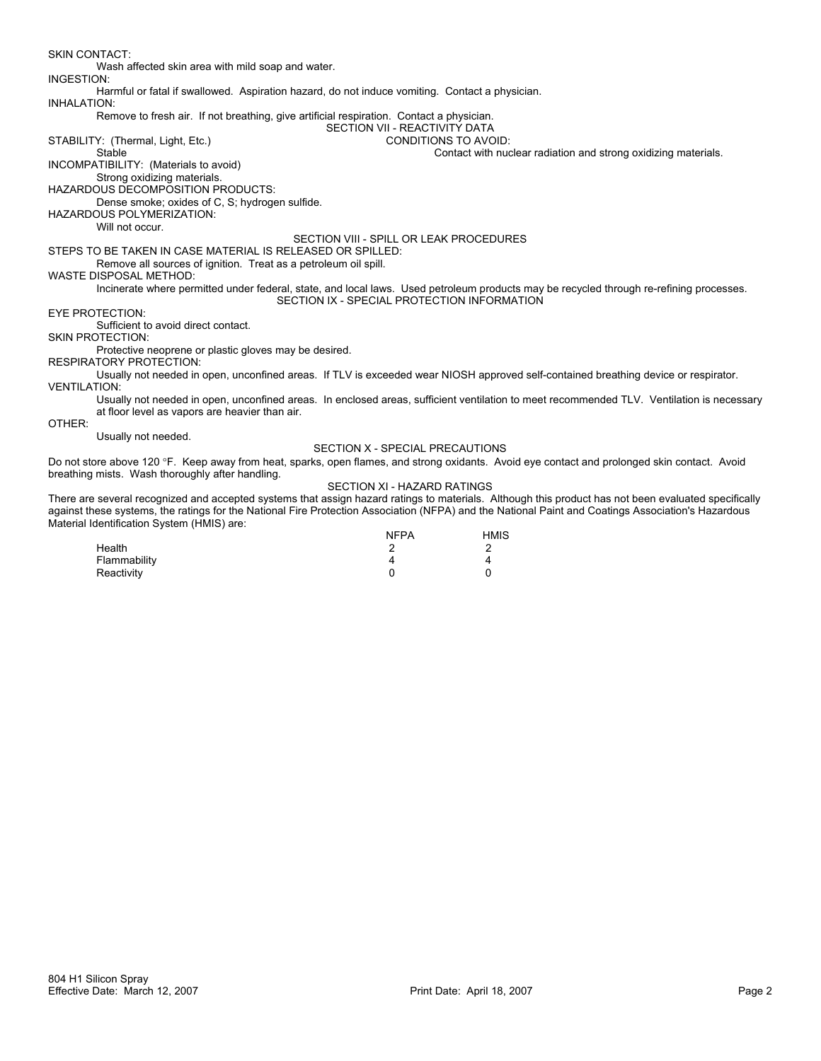SKIN CONTACT:

Wash affected skin area with mild soap and water.

INGESTION:

Harmful or fatal if swallowed. Aspiration hazard, do not induce vomiting. Contact a physician.

INHALATION:

Remove to fresh air. If not breathing, give artificial respiration. Contact a physician.

## SECTION VII - REACTIVITY DATA

STABILITY: (Thermal, Light, Etc.)

Stable

CONDITIONS TO AVOID:

Contact with nuclear radiation and strong oxidizing materials.

INCOMPATIBILITY: (Materials to avoid)

Strong oxidizing materials.

HAZARDOUS DECOMPOSITION PRODUCTS:

Dense smoke; oxides of C, S; hydrogen sulfide.

HAZARDOUS POLYMERIZATION:

Will not occur.

## SECTION VIII - SPILL OR LEAK PROCEDURES

STEPS TO BE TAKEN IN CASE MATERIAL IS RELEASED OR SPILLED:

Remove all sources of ignition. Treat as a petroleum oil spill.

WASTE DISPOSAL METHOD:

Incinerate where permitted under federal, state, and local laws. Used petroleum products may be recycled through re-refining processes.

## SECTION IX - SPECIAL PROTECTION INFORMATION

EYE PROTECTION:

Sufficient to avoid direct contact.

SKIN PROTECTION:

Protective neoprene or plastic gloves may be desired.

RESPIRATORY PROTECTION:

Usually not needed in open, unconfined areas. If TLV is exceeded wear NIOSH approved self-contained breathing device or respirator.

VENTILATION:

Usually not needed in open, unconfined areas. In enclosed areas, sufficient ventilation to meet recommended TLV. Ventilation is necessary at floor level as vapors are heavier than air.

OTHER:

Usually not needed.

## SECTION X - SPECIAL PRECAUTIONS

Do not store above 120 °F. Keep away from heat, sparks, open flames, and strong oxidants. Avoid eye contact and prolonged skin contact. Avoid breathing mists. Wash thoroughly after handling.

## SECTION XI - HAZARD RATINGS

There are several recognized and accepted systems that assign hazard ratings to materials. Although this product has not been evaluated specifically against these systems, the ratings for the National Fire Protection Association (NFPA) and the National Paint and Coatings Association's Hazardous Material Identification System (HMIS) are:

| | NFPA | HMIS |
|---|---|---|
| Health | 2 | 2 |
| Flammability | 4 | 4 |
| Reactivity | 0 | 0 |

804 H1 Silicon Spray
Effective Date: March 12, 2007 Print Date: April 18, 2007